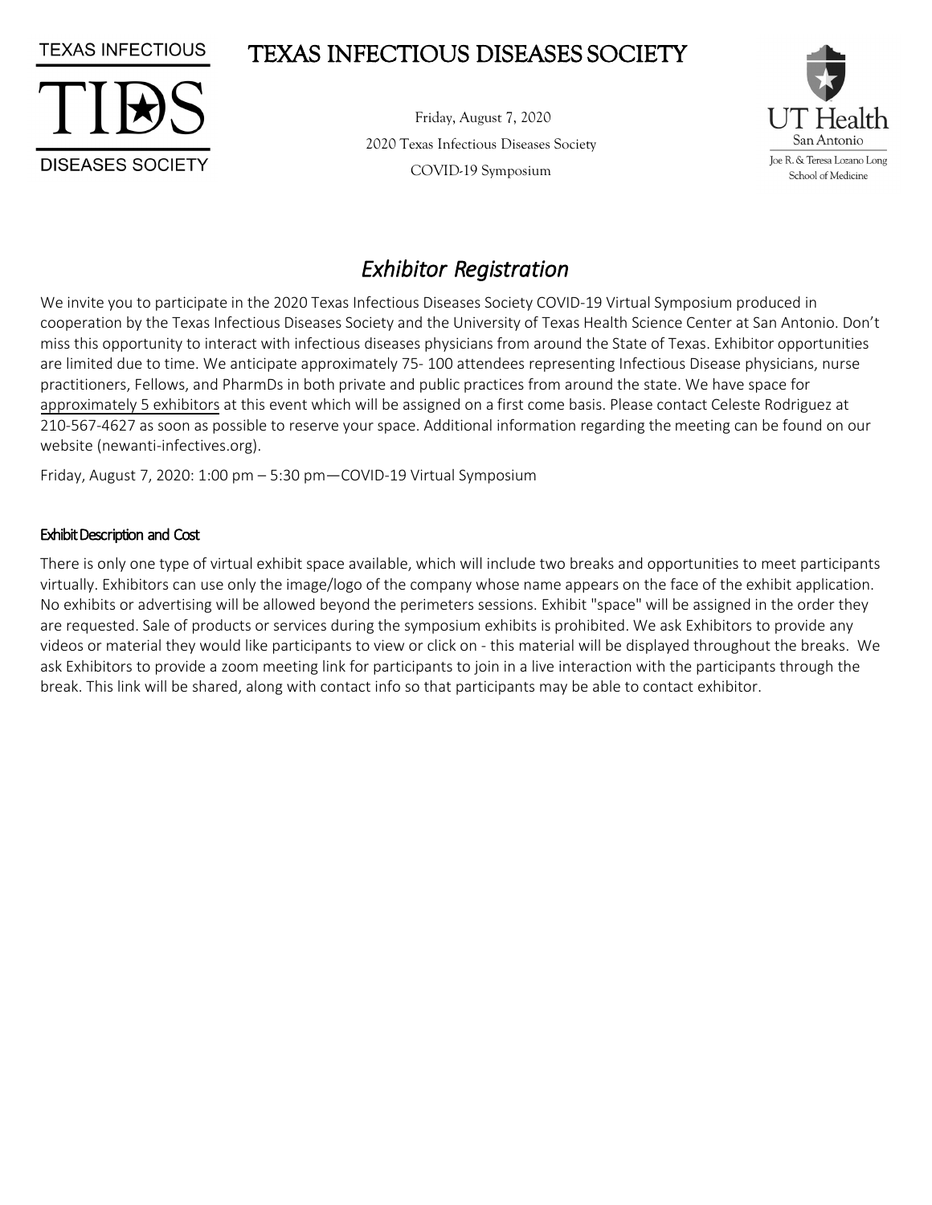# TEXAS INFECTIOUS DISEASES SOCIETY

Friday, August 7, 2020

2020 Texas Infectious Diseases Society

COVID-19 Symposium

## *Exhibitor Registration*

We invite you to participate in the 2020 Texas Infectious Diseases Society COVID-19 Virtual Symposium produced in cooperation by the Texas Infectious Diseases Society and the University of Texas Health Science Center at San Antonio. Don't miss this opportunity to interact with infectious diseases physicians from around the State of Texas. Exhibitor opportunities are limited due to time. We anticipate approximately 75- 100 attendees representing Infectious Disease physicians, nurse practitioners, Fellows, and PharmDs in both private and public practices from around the state. We have space for approximately 5 exhibitors at this event which will be assigned on a first come basis. Please contact Celeste Rodriguez at 210-567-4627 as soon as possible to reserve your space. Additional information regarding the meeting can be found on our website (newanti-infectives.org).

Friday, August 7, 2020: 1:00 pm – 5:30 pm—COVID-19 Virtual Symposium

### Exhibit Description and Cost

There is only one type of virtual exhibit space available, which will include two breaks and opportunities to meet participants virtually. Exhibitors can use only the image/logo of the company whose name appears on the face of the exhibit application. No exhibits or advertising will be allowed beyond the perimeters sessions. Exhibit "space" will be assigned in the order they are requested. Sale of products or services during the symposium exhibits is prohibited. We ask Exhibitors to provide any videos or material they would like participants to view or click on - this material will be displayed throughout the breaks. We ask Exhibitors to provide a zoom meeting link for participants to join in a live interaction with the participants through the break. This link will be shared, along with contact info so that participants may be able to contact exhibitor.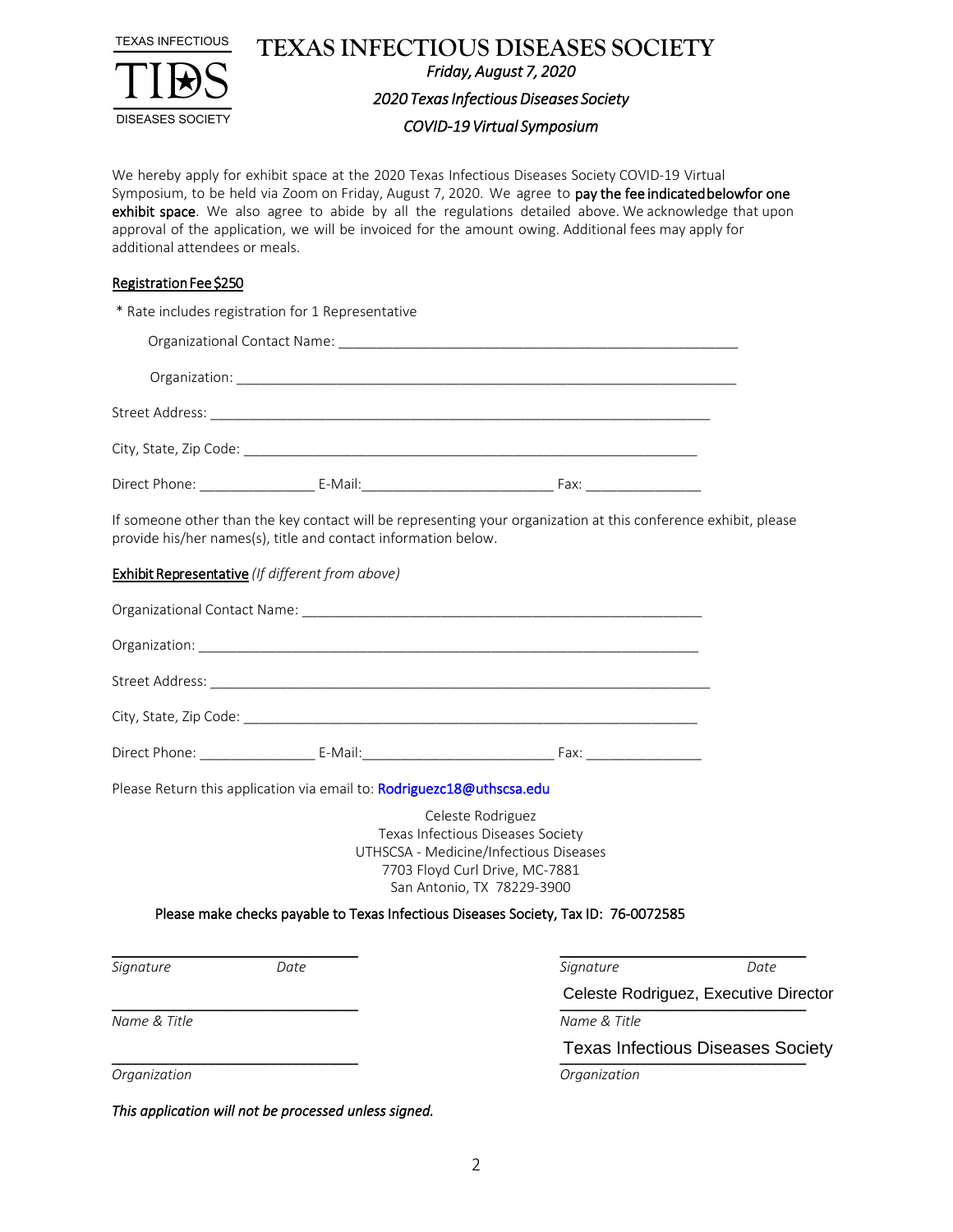TEXAS INFECTIOUS TIDS DISEASES SOCIETY

# TEXAS INFECTIOUS DISEASES SOCIETY

*Friday, August 7, 2020*

*2020 Texas Infectious Diseases Society*

*COVID-19 Virtual Symposium*

We hereby apply for exhibit space at the 2020 Texas Infectious Diseases Society COVID-19 Virtual Symposium, to be held via Zoom on Friday, August 7, 2020. We agree to **pay the fee indicated below for one exhibit space**. We also agree to abide by all the regulations detailed above. We acknowledge that upon approval of the application, we will be invoiced for the amount owing. Additional fees may apply for additional attendees or meals.

**Registration Fee $250**

* Rate includes registration for 1 Representative

Organizational Contact Name: ____________________________________________________

Organization: ____________________________________________________

Street Address: ____________________________________________________

City, State, Zip Code: ____________________________________________________

Direct Phone: _______________ E-Mail: ________________________ Fax: _______________

If someone other than the key contact will be representing your organization at this conference exhibit, please provide his/her names(s), title and contact information below.

**Exhibit Representative** *(If different from above)*

Organizational Contact Name: ____________________________________________________

Organization: ____________________________________________________

Street Address: ____________________________________________________

City, State, Zip Code: ____________________________________________________

Direct Phone: _______________ E-Mail: ________________________ Fax: _______________

Please Return this application via email to: Rodriguezc18@uthscsa.edu

Celeste Rodriguez
Texas Infectious Diseases Society
UTHSCSA - Medicine/Infectious Diseases
7703 Floyd Curl Drive, MC-7881
San Antonio, TX 78229-3900

**Please make checks payable to Texas Infectious Diseases Society, Tax ID: 76-0072585**

______________________________
*Signature* *Date*

______________________________
*Name & Title*

______________________________
*Organization*

______________________________
*Signature* *Date*

Celeste Rodriguez, Executive Director
*Name & Title*

Texas Infectious Diseases Society
*Organization*

*This application will not be processed unless signed.*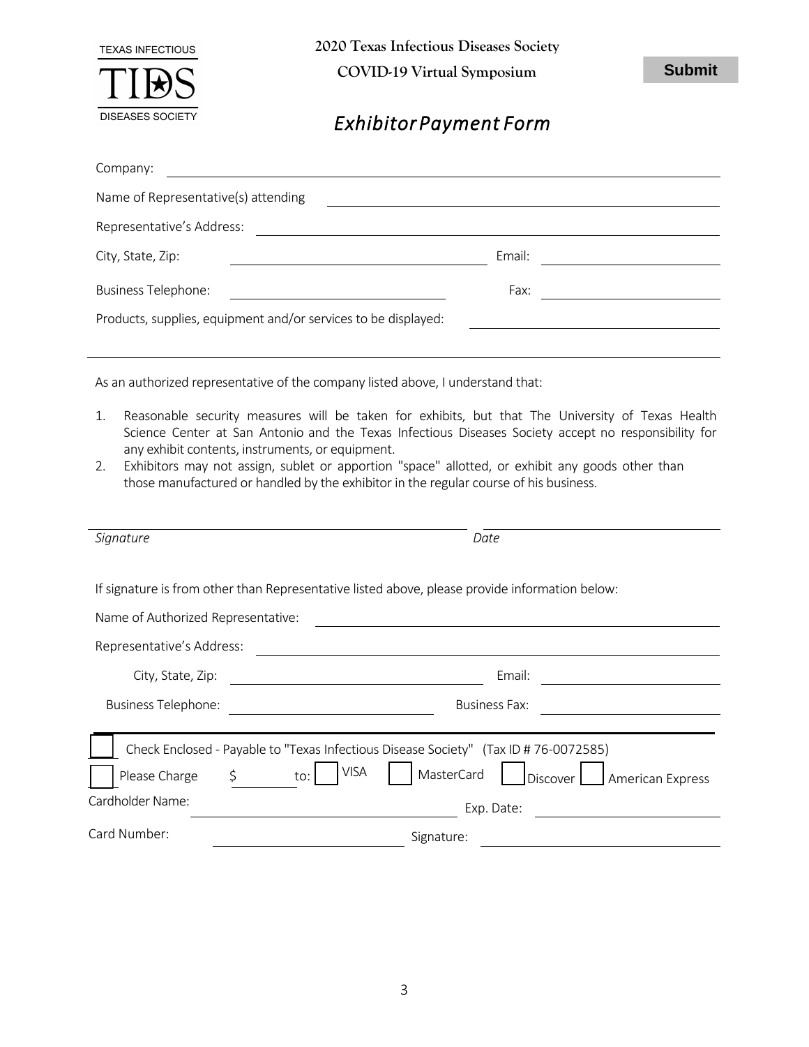TEXAS INFECTIOUS TIDS DISEASES SOCIETY

**2020 Texas Infectious Diseases Society**

**COVID-19 Virtual Symposium**

Submit

# *Exhibitor Payment Form*

Company: ______________________________

Name of Representative(s) attending ______________________________

Representative's Address: ______________________________

City, State, Zip: ______________________________ Email: ______________________________

Business Telephone: ______________________________ Fax: ______________________________

Products, supplies, equipment and/or services to be displayed: ______________________________

---

As an authorized representative of the company listed above, I understand that:

1. Reasonable security measures will be taken for exhibits, but that The University of Texas Health Science Center at San Antonio and the Texas Infectious Diseases Society accept no responsibility for any exhibit contents, instruments, or equipment.
2. Exhibitors may not assign, sublet or apportion "space" allotted, or exhibit any goods other than those manufactured or handled by the exhibitor in the regular course of his business.

______________________________ ______________________________

*Signature* *Date*

If signature is from other than Representative listed above, please provide information below:

Name of Authorized Representative: ______________________________

Representative's Address: ______________________________

City, State, Zip: ______________________________ Email: ______________________________

Business Telephone: ______________________________ Business Fax: ______________________________

---

☐ Check Enclosed - Payable to "Texas Infectious Disease Society" (Tax ID # 76-0072585)

☐ Please Charge $ ________ to: ☐ VISA ☐ MasterCard ☐ Discover ☐ American Express

Cardholder Name: ______________________________ Exp. Date: ______________________________

Card Number: ______________________________ Signature: ______________________________